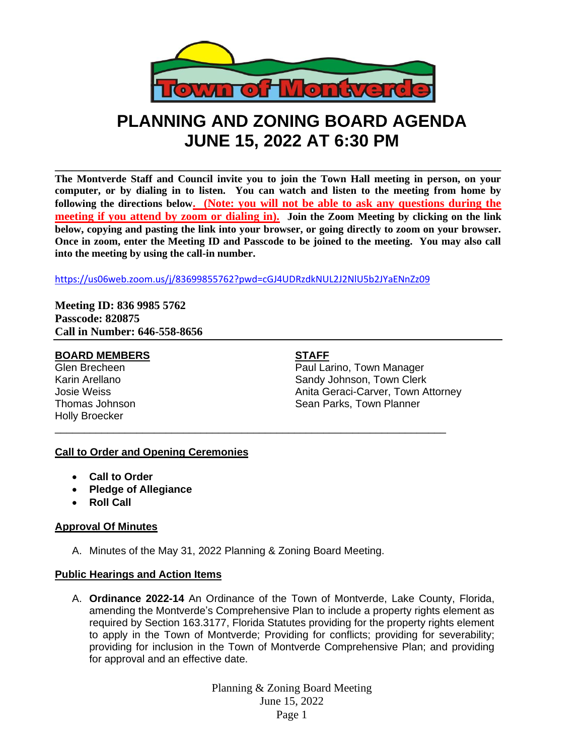# PLANNING AND ZONING BOARD AGENDA
# JUNE 15, 2022 AT 6:30 PM

**The Montverde Staff and Council invite you to join the Town Hall meeting in person, on your computer, or by dialing in to listen. You can watch and listen to the meeting from home by following the directions below. (Note: you will not be able to ask any questions during the meeting if you attend by zoom or dialing in). Join the Zoom Meeting by clicking on the link below, copying and pasting the link into your browser, or going directly to zoom on your browser. Once in zoom, enter the Meeting ID and Passcode to be joined to the meeting. You may also call into the meeting by using the call-in number.**

https://us06web.zoom.us/j/83699855762?pwd=cGJ4UDRzdkNUL2J2NlU5b2JYaENnZz09

**Meeting ID: 836 9985 5762**
**Passcode: 820875**
**Call in Number: 646-558-8656**

**BOARD MEMBERS**
Glen Brecheen
Karin Arellano
Josie Weiss
Thomas Johnson
Holly Broecker

**STAFF**
Paul Larino, Town Manager
Sandy Johnson, Town Clerk
Anita Geraci-Carver, Town Attorney
Sean Parks, Town Planner

## Call to Order and Opening Ceremonies

- **Call to Order**
- **Pledge of Allegiance**
- **Roll Call**

## Approval Of Minutes

A. Minutes of the May 31, 2022 Planning & Zoning Board Meeting.

## Public Hearings and Action Items

A. **Ordinance 2022-14** An Ordinance of the Town of Montverde, Lake County, Florida, amending the Montverde's Comprehensive Plan to include a property rights element as required by Section 163.3177, Florida Statutes providing for the property rights element to apply in the Town of Montverde; Providing for conflicts; providing for severability; providing for inclusion in the Town of Montverde Comprehensive Plan; and providing for approval and an effective date.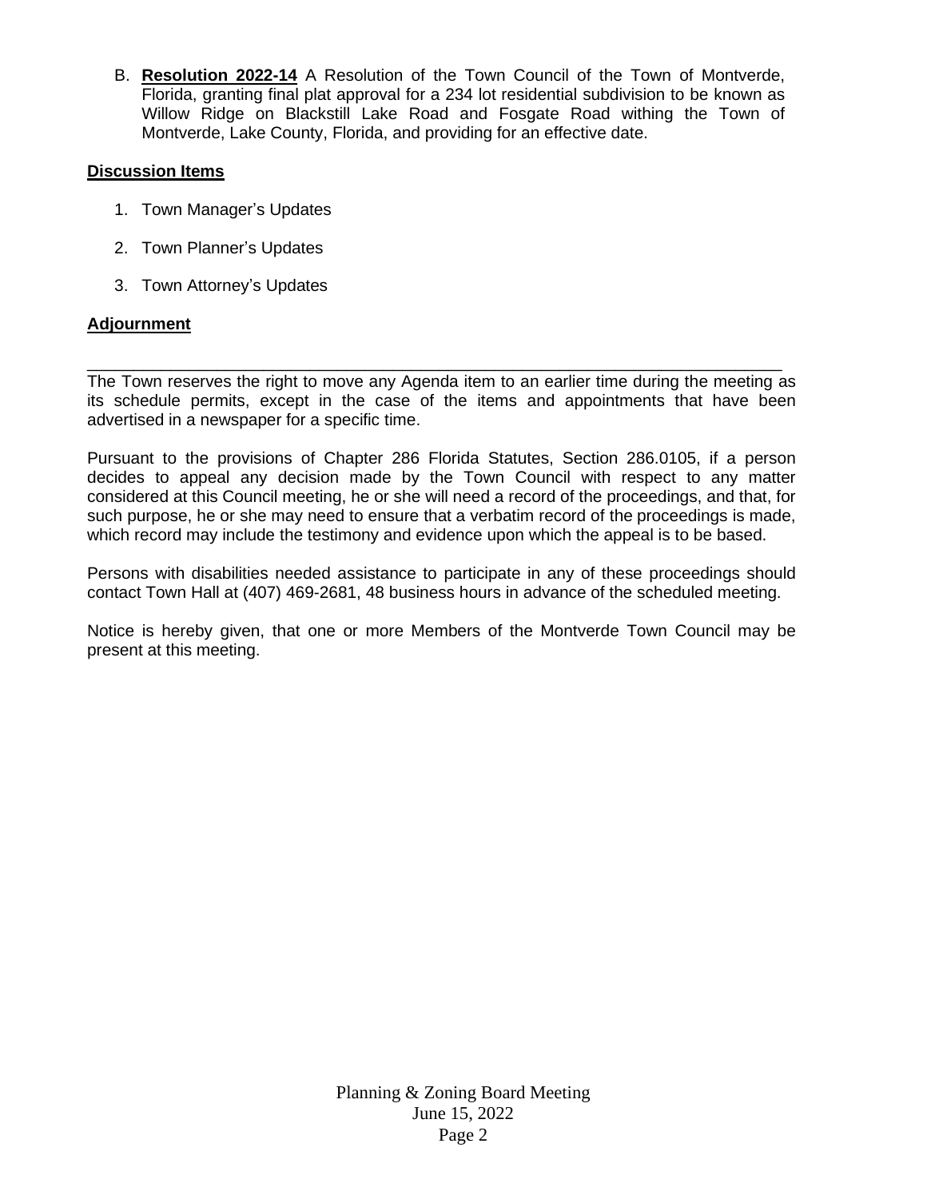B. **Resolution 2022-14** A Resolution of the Town Council of the Town of Montverde, Florida, granting final plat approval for a 234 lot residential subdivision to be known as Willow Ridge on Blackstill Lake Road and Fosgate Road withing the Town of Montverde, Lake County, Florida, and providing for an effective date.

**Discussion Items**

1. Town Manager's Updates
2. Town Planner's Updates
3. Town Attorney's Updates

**Adjournment**

---

The Town reserves the right to move any Agenda item to an earlier time during the meeting as its schedule permits, except in the case of the items and appointments that have been advertised in a newspaper for a specific time.

Pursuant to the provisions of Chapter 286 Florida Statutes, Section 286.0105, if a person decides to appeal any decision made by the Town Council with respect to any matter considered at this Council meeting, he or she will need a record of the proceedings, and that, for such purpose, he or she may need to ensure that a verbatim record of the proceedings is made, which record may include the testimony and evidence upon which the appeal is to be based.

Persons with disabilities needed assistance to participate in any of these proceedings should contact Town Hall at (407) 469-2681, 48 business hours in advance of the scheduled meeting.

Notice is hereby given, that one or more Members of the Montverde Town Council may be present at this meeting.